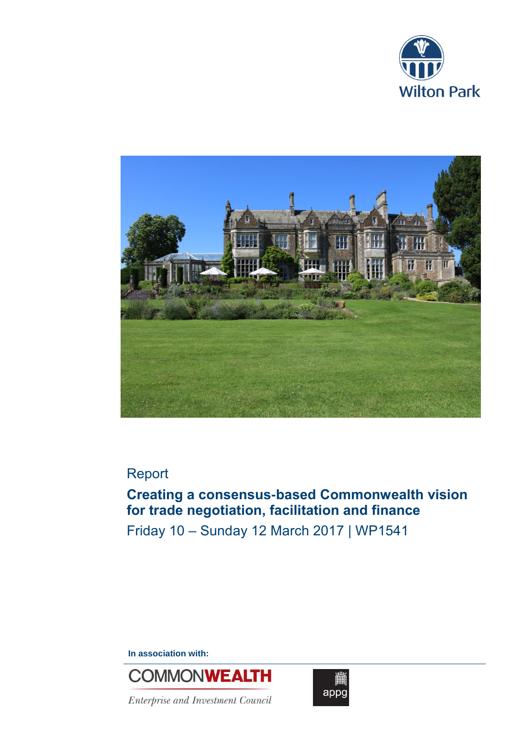Wilton Park

Report

# Creating a consensus-based Commonwealth vision for trade negotiation, facilitation and finance

Friday 10 – Sunday 12 March 2017 | WP1541

**In association with:**

COMMONWEALTH

*Enterprise and Investment Council*

appg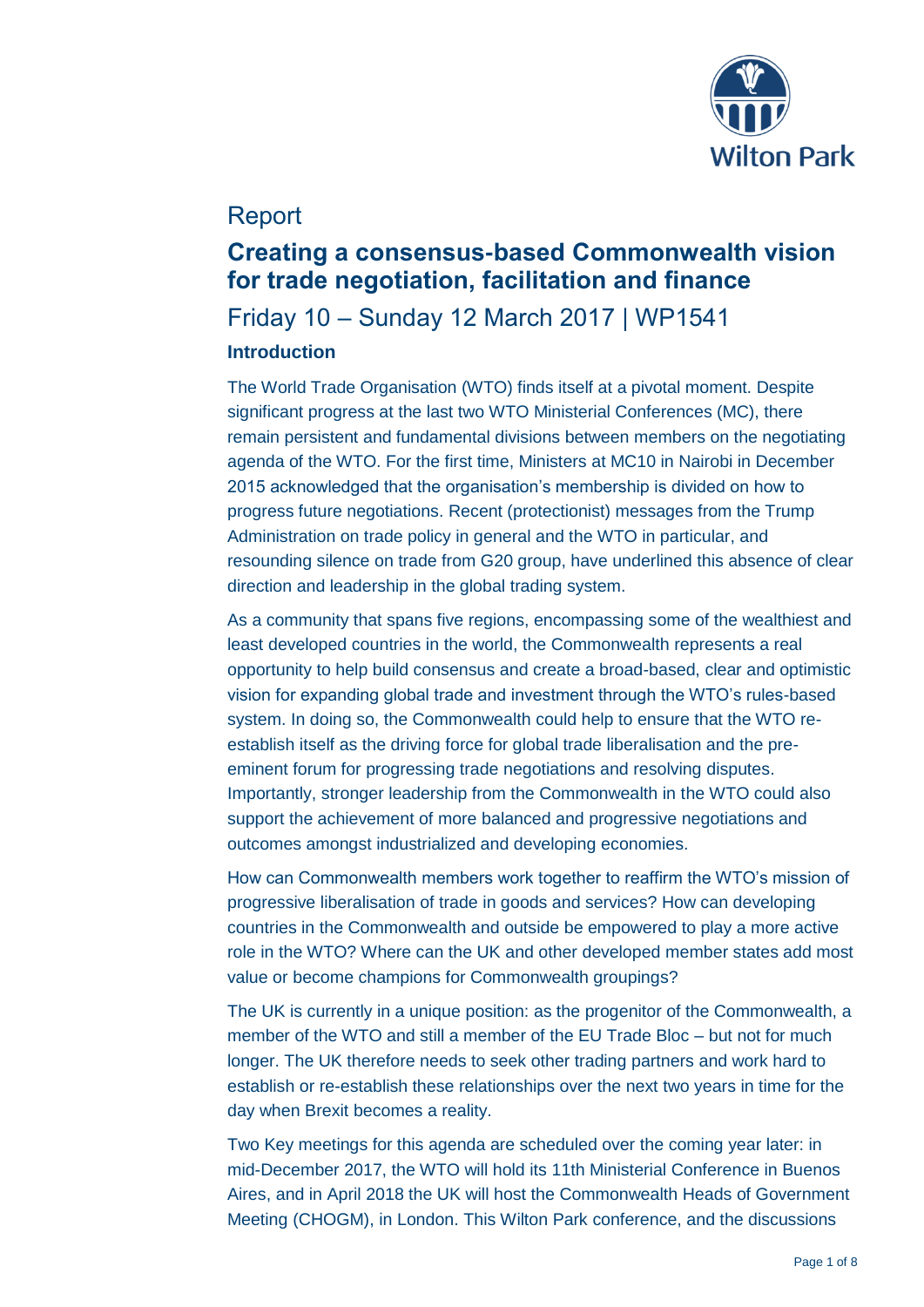# Report

## Creating a consensus-based Commonwealth vision for trade negotiation, facilitation and finance

Friday 10 – Sunday 12 March 2017 | WP1541

### Introduction

The World Trade Organisation (WTO) finds itself at a pivotal moment. Despite significant progress at the last two WTO Ministerial Conferences (MC), there remain persistent and fundamental divisions between members on the negotiating agenda of the WTO. For the first time, Ministers at MC10 in Nairobi in December 2015 acknowledged that the organisation's membership is divided on how to progress future negotiations. Recent (protectionist) messages from the Trump Administration on trade policy in general and the WTO in particular, and resounding silence on trade from G20 group, have underlined this absence of clear direction and leadership in the global trading system.

As a community that spans five regions, encompassing some of the wealthiest and least developed countries in the world, the Commonwealth represents a real opportunity to help build consensus and create a broad-based, clear and optimistic vision for expanding global trade and investment through the WTO's rules-based system. In doing so, the Commonwealth could help to ensure that the WTO re-establish itself as the driving force for global trade liberalisation and the pre-eminent forum for progressing trade negotiations and resolving disputes. Importantly, stronger leadership from the Commonwealth in the WTO could also support the achievement of more balanced and progressive negotiations and outcomes amongst industrialized and developing economies.

How can Commonwealth members work together to reaffirm the WTO's mission of progressive liberalisation of trade in goods and services? How can developing countries in the Commonwealth and outside be empowered to play a more active role in the WTO? Where can the UK and other developed member states add most value or become champions for Commonwealth groupings?

The UK is currently in a unique position: as the progenitor of the Commonwealth, a member of the WTO and still a member of the EU Trade Bloc – but not for much longer. The UK therefore needs to seek other trading partners and work hard to establish or re-establish these relationships over the next two years in time for the day when Brexit becomes a reality.

Two Key meetings for this agenda are scheduled over the coming year later: in mid-December 2017, the WTO will hold its 11th Ministerial Conference in Buenos Aires, and in April 2018 the UK will host the Commonwealth Heads of Government Meeting (CHOGM), in London. This Wilton Park conference, and the discussions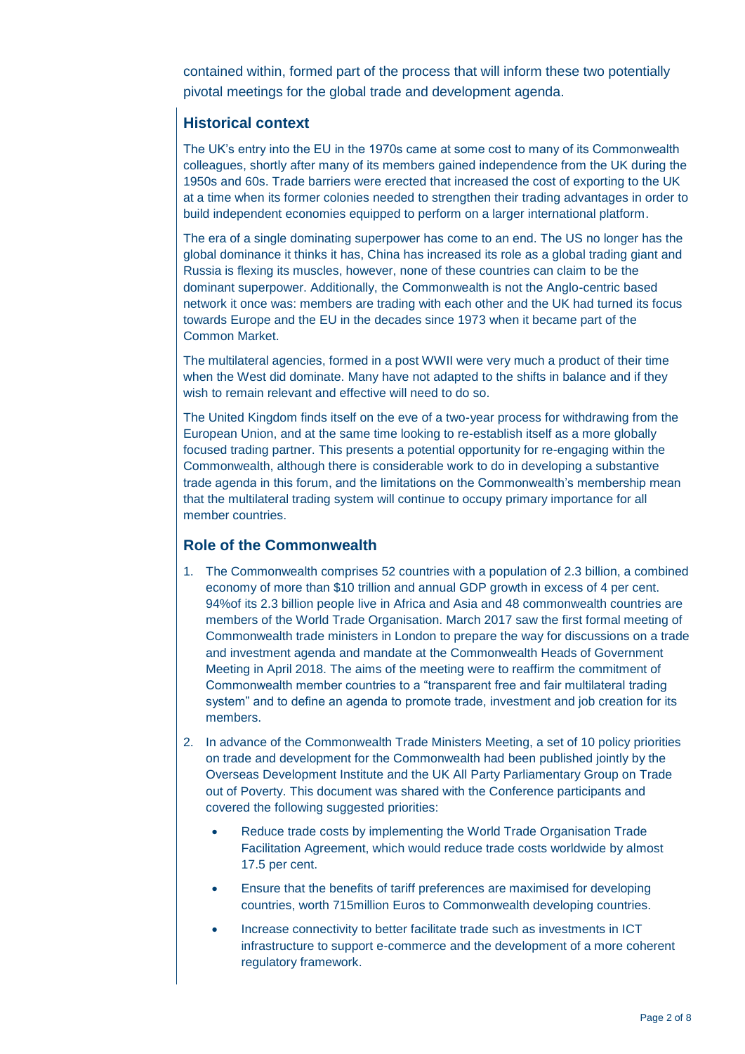contained within, formed part of the process that will inform these two potentially pivotal meetings for the global trade and development agenda.

## Historical context

The UK's entry into the EU in the 1970s came at some cost to many of its Commonwealth colleagues, shortly after many of its members gained independence from the UK during the 1950s and 60s. Trade barriers were erected that increased the cost of exporting to the UK at a time when its former colonies needed to strengthen their trading advantages in order to build independent economies equipped to perform on a larger international platform.

The era of a single dominating superpower has come to an end. The US no longer has the global dominance it thinks it has, China has increased its role as a global trading giant and Russia is flexing its muscles, however, none of these countries can claim to be the dominant superpower. Additionally, the Commonwealth is not the Anglo-centric based network it once was: members are trading with each other and the UK had turned its focus towards Europe and the EU in the decades since 1973 when it became part of the Common Market.

The multilateral agencies, formed in a post WWII were very much a product of their time when the West did dominate. Many have not adapted to the shifts in balance and if they wish to remain relevant and effective will need to do so.

The United Kingdom finds itself on the eve of a two-year process for withdrawing from the European Union, and at the same time looking to re-establish itself as a more globally focused trading partner. This presents a potential opportunity for re-engaging within the Commonwealth, although there is considerable work to do in developing a substantive trade agenda in this forum, and the limitations on the Commonwealth's membership mean that the multilateral trading system will continue to occupy primary importance for all member countries.

## Role of the Commonwealth

1. The Commonwealth comprises 52 countries with a population of 2.3 billion, a combined economy of more than $10 trillion and annual GDP growth in excess of 4 per cent. 94%of its 2.3 billion people live in Africa and Asia and 48 commonwealth countries are members of the World Trade Organisation. March 2017 saw the first formal meeting of Commonwealth trade ministers in London to prepare the way for discussions on a trade and investment agenda and mandate at the Commonwealth Heads of Government Meeting in April 2018. The aims of the meeting were to reaffirm the commitment of Commonwealth member countries to a "transparent free and fair multilateral trading system" and to define an agenda to promote trade, investment and job creation for its members.

2. In advance of the Commonwealth Trade Ministers Meeting, a set of 10 policy priorities on trade and development for the Commonwealth had been published jointly by the Overseas Development Institute and the UK All Party Parliamentary Group on Trade out of Poverty. This document was shared with the Conference participants and covered the following suggested priorities:

   - Reduce trade costs by implementing the World Trade Organisation Trade Facilitation Agreement, which would reduce trade costs worldwide by almost 17.5 per cent.
   - Ensure that the benefits of tariff preferences are maximised for developing countries, worth 715million Euros to Commonwealth developing countries.
   - Increase connectivity to better facilitate trade such as investments in ICT infrastructure to support e-commerce and the development of a more coherent regulatory framework.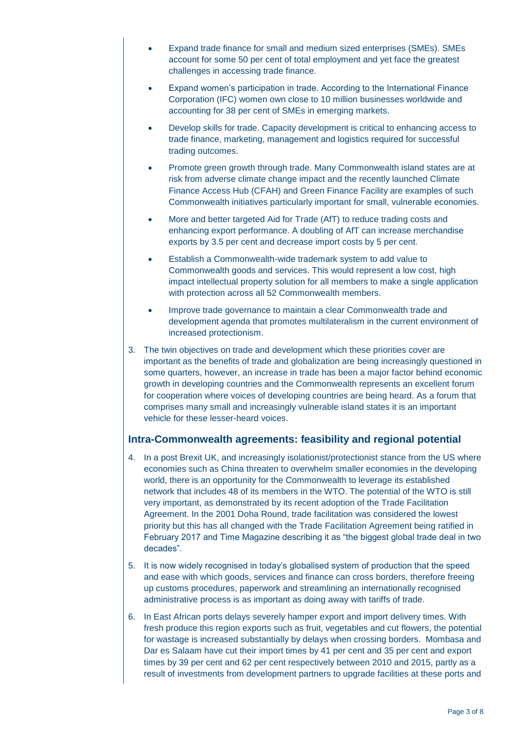- Expand trade finance for small and medium sized enterprises (SMEs). SMEs account for some 50 per cent of total employment and yet face the greatest challenges in accessing trade finance.

- Expand women's participation in trade. According to the International Finance Corporation (IFC) women own close to 10 million businesses worldwide and accounting for 38 per cent of SMEs in emerging markets.

- Develop skills for trade. Capacity development is critical to enhancing access to trade finance, marketing, management and logistics required for successful trading outcomes.

- Promote green growth through trade. Many Commonwealth island states are at risk from adverse climate change impact and the recently launched Climate Finance Access Hub (CFAH) and Green Finance Facility are examples of such Commonwealth initiatives particularly important for small, vulnerable economies.

- More and better targeted Aid for Trade (AfT) to reduce trading costs and enhancing export performance. A doubling of AfT can increase merchandise exports by 3.5 per cent and decrease import costs by 5 per cent.

- Establish a Commonwealth-wide trademark system to add value to Commonwealth goods and services. This would represent a low cost, high impact intellectual property solution for all members to make a single application with protection across all 52 Commonwealth members.

- Improve trade governance to maintain a clear Commonwealth trade and development agenda that promotes multilateralism in the current environment of increased protectionism.

3. The twin objectives on trade and development which these priorities cover are important as the benefits of trade and globalization are being increasingly questioned in some quarters, however, an increase in trade has been a major factor behind economic growth in developing countries and the Commonwealth represents an excellent forum for cooperation where voices of developing countries are being heard. As a forum that comprises many small and increasingly vulnerable island states it is an important vehicle for these lesser-heard voices.

## Intra-Commonwealth agreements: feasibility and regional potential

4. In a post Brexit UK, and increasingly isolationist/protectionist stance from the US where economies such as China threaten to overwhelm smaller economies in the developing world, there is an opportunity for the Commonwealth to leverage its established network that includes 48 of its members in the WTO. The potential of the WTO is still very important, as demonstrated by its recent adoption of the Trade Facilitation Agreement. In the 2001 Doha Round, trade facilitation was considered the lowest priority but this has all changed with the Trade Facilitation Agreement being ratified in February 2017 and Time Magazine describing it as "the biggest global trade deal in two decades".

5. It is now widely recognised in today's globalised system of production that the speed and ease with which goods, services and finance can cross borders, therefore freeing up customs procedures, paperwork and streamlining an internationally recognised administrative process is as important as doing away with tariffs of trade.

6. In East African ports delays severely hamper export and import delivery times. With fresh produce this region exports such as fruit, vegetables and cut flowers, the potential for wastage is increased substantially by delays when crossing borders. Mombasa and Dar es Salaam have cut their import times by 41 per cent and 35 per cent and export times by 39 per cent and 62 per cent respectively between 2010 and 2015, partly as a result of investments from development partners to upgrade facilities at these ports and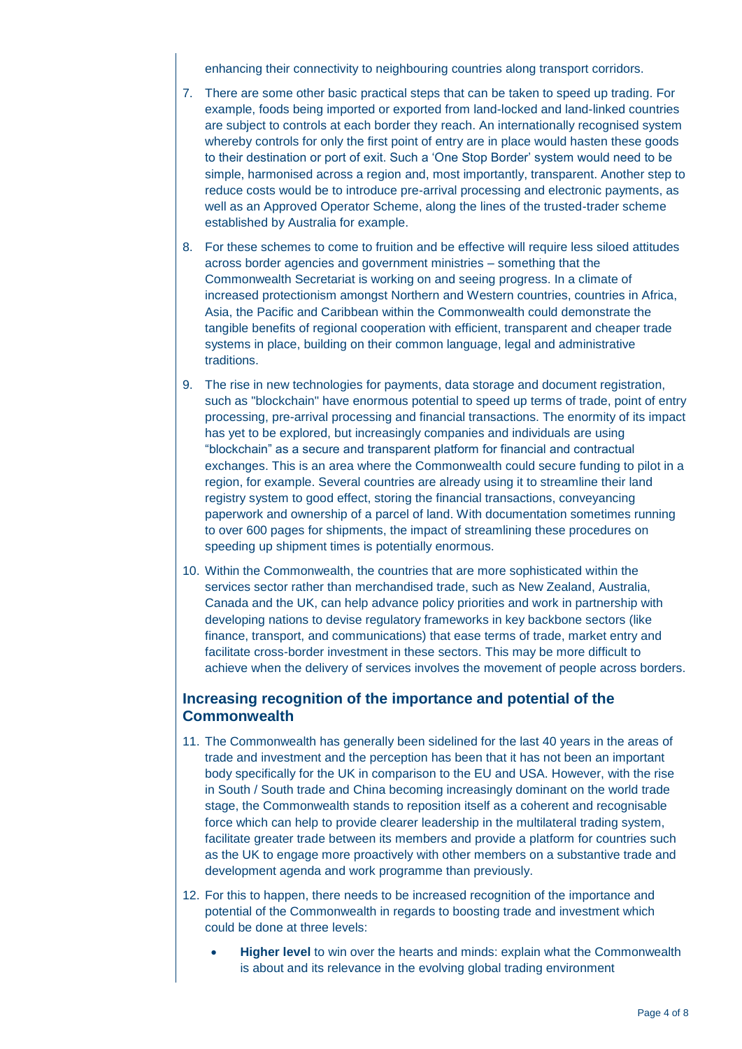enhancing their connectivity to neighbouring countries along transport corridors.

7. There are some other basic practical steps that can be taken to speed up trading. For example, foods being imported or exported from land-locked and land-linked countries are subject to controls at each border they reach. An internationally recognised system whereby controls for only the first point of entry are in place would hasten these goods to their destination or port of exit. Such a 'One Stop Border' system would need to be simple, harmonised across a region and, most importantly, transparent. Another step to reduce costs would be to introduce pre-arrival processing and electronic payments, as well as an Approved Operator Scheme, along the lines of the trusted-trader scheme established by Australia for example.

8. For these schemes to come to fruition and be effective will require less siloed attitudes across border agencies and government ministries – something that the Commonwealth Secretariat is working on and seeing progress. In a climate of increased protectionism amongst Northern and Western countries, countries in Africa, Asia, the Pacific and Caribbean within the Commonwealth could demonstrate the tangible benefits of regional cooperation with efficient, transparent and cheaper trade systems in place, building on their common language, legal and administrative traditions.

9. The rise in new technologies for payments, data storage and document registration, such as "blockchain" have enormous potential to speed up terms of trade, point of entry processing, pre-arrival processing and financial transactions. The enormity of its impact has yet to be explored, but increasingly companies and individuals are using "blockchain" as a secure and transparent platform for financial and contractual exchanges. This is an area where the Commonwealth could secure funding to pilot in a region, for example. Several countries are already using it to streamline their land registry system to good effect, storing the financial transactions, conveyancing paperwork and ownership of a parcel of land. With documentation sometimes running to over 600 pages for shipments, the impact of streamlining these procedures on speeding up shipment times is potentially enormous.

10. Within the Commonwealth, the countries that are more sophisticated within the services sector rather than merchandised trade, such as New Zealand, Australia, Canada and the UK, can help advance policy priorities and work in partnership with developing nations to devise regulatory frameworks in key backbone sectors (like finance, transport, and communications) that ease terms of trade, market entry and facilitate cross-border investment in these sectors. This may be more difficult to achieve when the delivery of services involves the movement of people across borders.

## Increasing recognition of the importance and potential of the Commonwealth

11. The Commonwealth has generally been sidelined for the last 40 years in the areas of trade and investment and the perception has been that it has not been an important body specifically for the UK in comparison to the EU and USA. However, with the rise in South / South trade and China becoming increasingly dominant on the world trade stage, the Commonwealth stands to reposition itself as a coherent and recognisable force which can help to provide clearer leadership in the multilateral trading system, facilitate greater trade between its members and provide a platform for countries such as the UK to engage more proactively with other members on a substantive trade and development agenda and work programme than previously.

12. For this to happen, there needs to be increased recognition of the importance and potential of the Commonwealth in regards to boosting trade and investment which could be done at three levels:

    - **Higher level** to win over the hearts and minds: explain what the Commonwealth is about and its relevance in the evolving global trading environment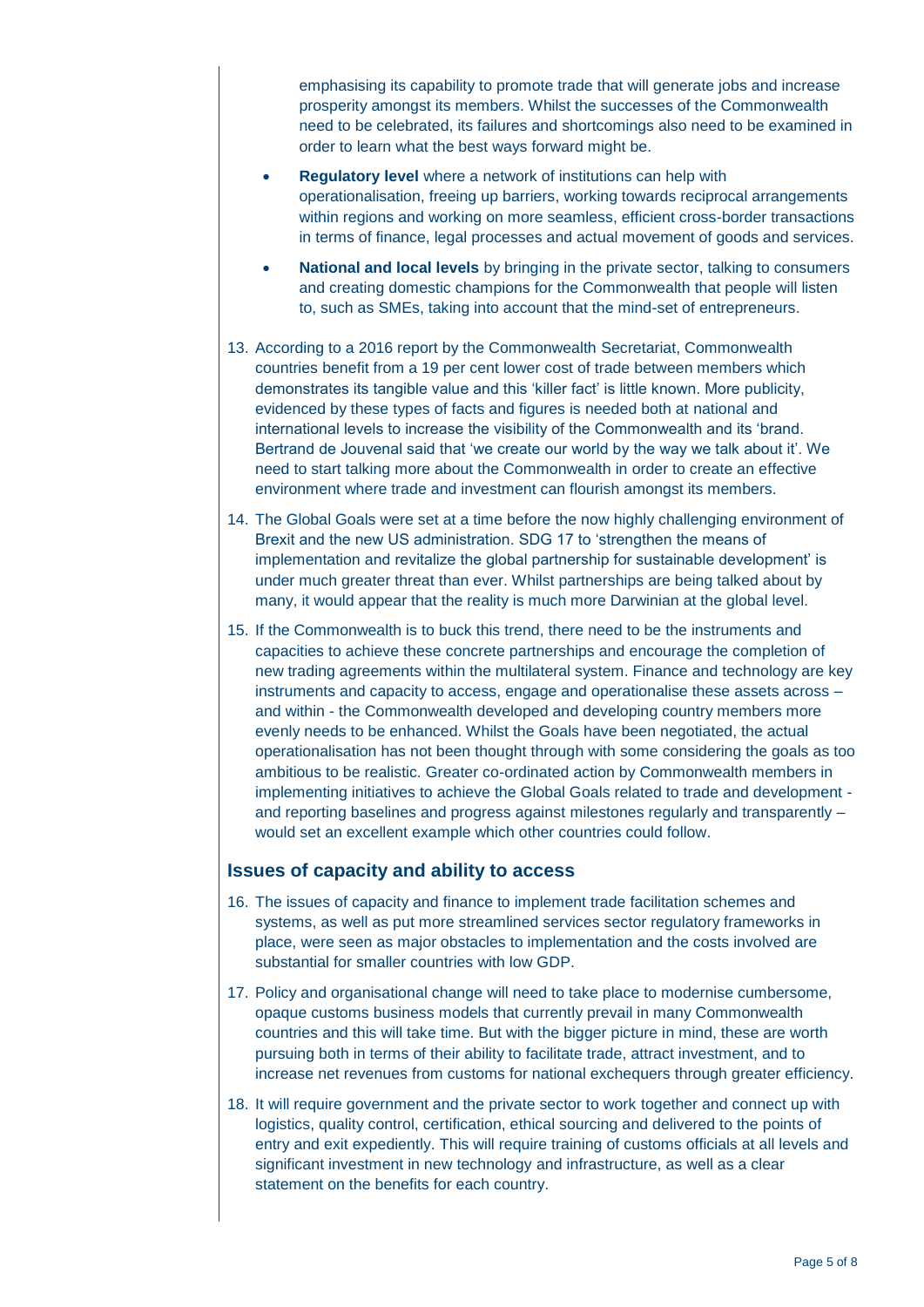emphasising its capability to promote trade that will generate jobs and increase prosperity amongst its members. Whilst the successes of the Commonwealth need to be celebrated, its failures and shortcomings also need to be examined in order to learn what the best ways forward might be.

- **Regulatory level** where a network of institutions can help with operationalisation, freeing up barriers, working towards reciprocal arrangements within regions and working on more seamless, efficient cross-border transactions in terms of finance, legal processes and actual movement of goods and services.

- **National and local levels** by bringing in the private sector, talking to consumers and creating domestic champions for the Commonwealth that people will listen to, such as SMEs, taking into account that the mind-set of entrepreneurs.

13. According to a 2016 report by the Commonwealth Secretariat, Commonwealth countries benefit from a 19 per cent lower cost of trade between members which demonstrates its tangible value and this 'killer fact' is little known. More publicity, evidenced by these types of facts and figures is needed both at national and international levels to increase the visibility of the Commonwealth and its 'brand. Bertrand de Jouvenal said that 'we create our world by the way we talk about it'. We need to start talking more about the Commonwealth in order to create an effective environment where trade and investment can flourish amongst its members.

14. The Global Goals were set at a time before the now highly challenging environment of Brexit and the new US administration. SDG 17 to 'strengthen the means of implementation and revitalize the global partnership for sustainable development' is under much greater threat than ever. Whilst partnerships are being talked about by many, it would appear that the reality is much more Darwinian at the global level.

15. If the Commonwealth is to buck this trend, there need to be the instruments and capacities to achieve these concrete partnerships and encourage the completion of new trading agreements within the multilateral system. Finance and technology are key instruments and capacity to access, engage and operationalise these assets across – and within - the Commonwealth developed and developing country members more evenly needs to be enhanced. Whilst the Goals have been negotiated, the actual operationalisation has not been thought through with some considering the goals as too ambitious to be realistic. Greater co-ordinated action by Commonwealth members in implementing initiatives to achieve the Global Goals related to trade and development - and reporting baselines and progress against milestones regularly and transparently – would set an excellent example which other countries could follow.

## Issues of capacity and ability to access

16. The issues of capacity and finance to implement trade facilitation schemes and systems, as well as put more streamlined services sector regulatory frameworks in place, were seen as major obstacles to implementation and the costs involved are substantial for smaller countries with low GDP.

17. Policy and organisational change will need to take place to modernise cumbersome, opaque customs business models that currently prevail in many Commonwealth countries and this will take time. But with the bigger picture in mind, these are worth pursuing both in terms of their ability to facilitate trade, attract investment, and to increase net revenues from customs for national exchequers through greater efficiency.

18. It will require government and the private sector to work together and connect up with logistics, quality control, certification, ethical sourcing and delivered to the points of entry and exit expediently. This will require training of customs officials at all levels and significant investment in new technology and infrastructure, as well as a clear statement on the benefits for each country.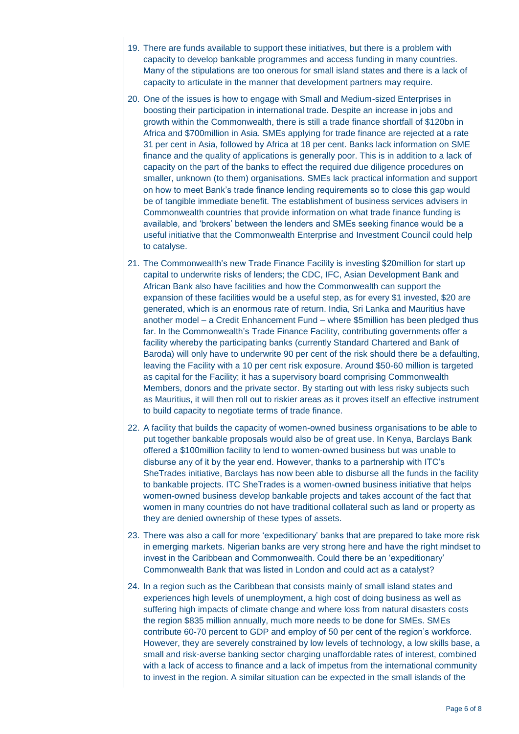19. There are funds available to support these initiatives, but there is a problem with capacity to develop bankable programmes and access funding in many countries. Many of the stipulations are too onerous for small island states and there is a lack of capacity to articulate in the manner that development partners may require.

20. One of the issues is how to engage with Small and Medium-sized Enterprises in boosting their participation in international trade. Despite an increase in jobs and growth within the Commonwealth, there is still a trade finance shortfall of $120bn in Africa and $700million in Asia. SMEs applying for trade finance are rejected at a rate 31 per cent in Asia, followed by Africa at 18 per cent. Banks lack information on SME finance and the quality of applications is generally poor. This is in addition to a lack of capacity on the part of the banks to effect the required due diligence procedures on smaller, unknown (to them) organisations. SMEs lack practical information and support on how to meet Bank's trade finance lending requirements so to close this gap would be of tangible immediate benefit. The establishment of business services advisers in Commonwealth countries that provide information on what trade finance funding is available, and 'brokers' between the lenders and SMEs seeking finance would be a useful initiative that the Commonwealth Enterprise and Investment Council could help to catalyse.

21. The Commonwealth's new Trade Finance Facility is investing $20million for start up capital to underwrite risks of lenders; the CDC, IFC, Asian Development Bank and African Bank also have facilities and how the Commonwealth can support the expansion of these facilities would be a useful step, as for every $1 invested, $20 are generated, which is an enormous rate of return. India, Sri Lanka and Mauritius have another model – a Credit Enhancement Fund – where $5million has been pledged thus far. In the Commonwealth's Trade Finance Facility, contributing governments offer a facility whereby the participating banks (currently Standard Chartered and Bank of Baroda) will only have to underwrite 90 per cent of the risk should there be a defaulting, leaving the Facility with a 10 per cent risk exposure. Around $50-60 million is targeted as capital for the Facility; it has a supervisory board comprising Commonwealth Members, donors and the private sector. By starting out with less risky subjects such as Mauritius, it will then roll out to riskier areas as it proves itself an effective instrument to build capacity to negotiate terms of trade finance.

22. A facility that builds the capacity of women-owned business organisations to be able to put together bankable proposals would also be of great use. In Kenya, Barclays Bank offered a $100million facility to lend to women-owned business but was unable to disburse any of it by the year end. However, thanks to a partnership with ITC's SheTrades initiative, Barclays has now been able to disburse all the funds in the facility to bankable projects. ITC SheTrades is a women-owned business initiative that helps women-owned business develop bankable projects and takes account of the fact that women in many countries do not have traditional collateral such as land or property as they are denied ownership of these types of assets.

23. There was also a call for more 'expeditionary' banks that are prepared to take more risk in emerging markets. Nigerian banks are very strong here and have the right mindset to invest in the Caribbean and Commonwealth. Could there be an 'expeditionary' Commonwealth Bank that was listed in London and could act as a catalyst?

24. In a region such as the Caribbean that consists mainly of small island states and experiences high levels of unemployment, a high cost of doing business as well as suffering high impacts of climate change and where loss from natural disasters costs the region $835 million annually, much more needs to be done for SMEs. SMEs contribute 60-70 percent to GDP and employ of 50 per cent of the region's workforce. However, they are severely constrained by low levels of technology, a low skills base, a small and risk-averse banking sector charging unaffordable rates of interest, combined with a lack of access to finance and a lack of impetus from the international community to invest in the region. A similar situation can be expected in the small islands of the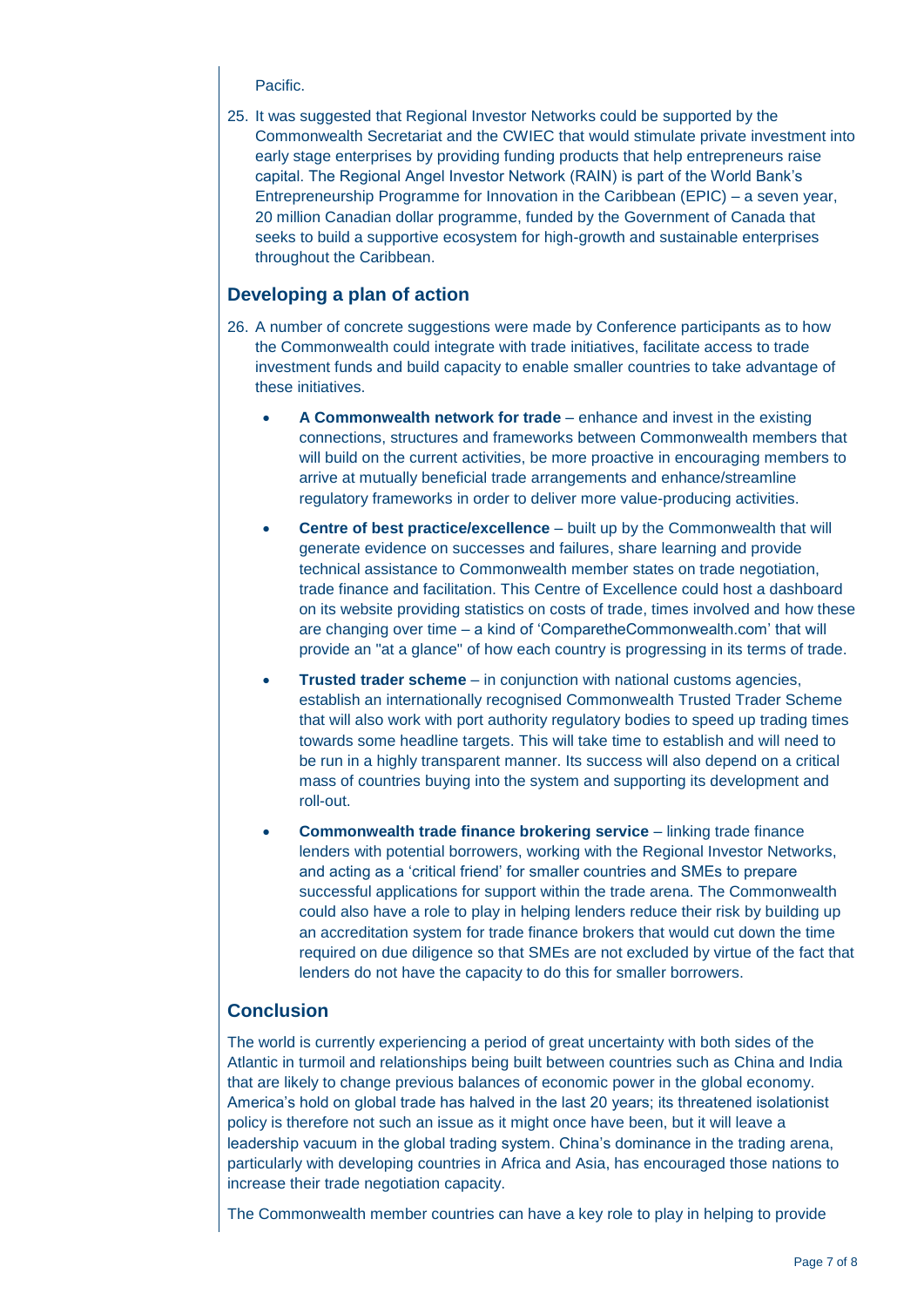Pacific.

25. It was suggested that Regional Investor Networks could be supported by the Commonwealth Secretariat and the CWIEC that would stimulate private investment into early stage enterprises by providing funding products that help entrepreneurs raise capital. The Regional Angel Investor Network (RAIN) is part of the World Bank's Entrepreneurship Programme for Innovation in the Caribbean (EPIC) – a seven year, 20 million Canadian dollar programme, funded by the Government of Canada that seeks to build a supportive ecosystem for high-growth and sustainable enterprises throughout the Caribbean.

## Developing a plan of action

26. A number of concrete suggestions were made by Conference participants as to how the Commonwealth could integrate with trade initiatives, facilitate access to trade investment funds and build capacity to enable smaller countries to take advantage of these initiatives.

    - **A Commonwealth network for trade** – enhance and invest in the existing connections, structures and frameworks between Commonwealth members that will build on the current activities, be more proactive in encouraging members to arrive at mutually beneficial trade arrangements and enhance/streamline regulatory frameworks in order to deliver more value-producing activities.

    - **Centre of best practice/excellence** – built up by the Commonwealth that will generate evidence on successes and failures, share learning and provide technical assistance to Commonwealth member states on trade negotiation, trade finance and facilitation. This Centre of Excellence could host a dashboard on its website providing statistics on costs of trade, times involved and how these are changing over time – a kind of 'ComparetheCommonwealth.com' that will provide an "at a glance" of how each country is progressing in its terms of trade.

    - **Trusted trader scheme** – in conjunction with national customs agencies, establish an internationally recognised Commonwealth Trusted Trader Scheme that will also work with port authority regulatory bodies to speed up trading times towards some headline targets. This will take time to establish and will need to be run in a highly transparent manner. Its success will also depend on a critical mass of countries buying into the system and supporting its development and roll-out.

    - **Commonwealth trade finance brokering service** – linking trade finance lenders with potential borrowers, working with the Regional Investor Networks, and acting as a 'critical friend' for smaller countries and SMEs to prepare successful applications for support within the trade arena. The Commonwealth could also have a role to play in helping lenders reduce their risk by building up an accreditation system for trade finance brokers that would cut down the time required on due diligence so that SMEs are not excluded by virtue of the fact that lenders do not have the capacity to do this for smaller borrowers.

## Conclusion

The world is currently experiencing a period of great uncertainty with both sides of the Atlantic in turmoil and relationships being built between countries such as China and India that are likely to change previous balances of economic power in the global economy. America's hold on global trade has halved in the last 20 years; its threatened isolationist policy is therefore not such an issue as it might once have been, but it will leave a leadership vacuum in the global trading system. China's dominance in the trading arena, particularly with developing countries in Africa and Asia, has encouraged those nations to increase their trade negotiation capacity.

The Commonwealth member countries can have a key role to play in helping to provide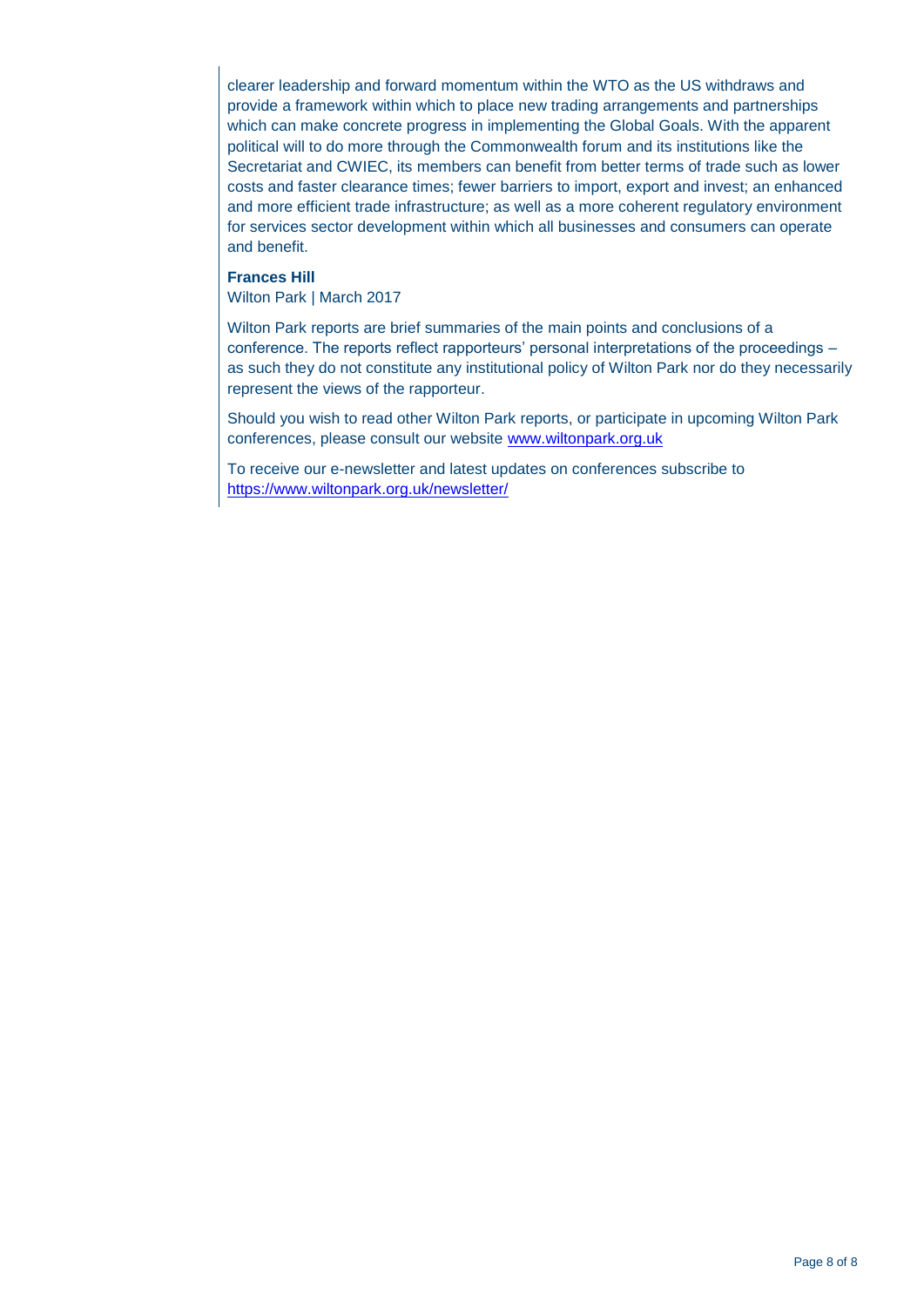clearer leadership and forward momentum within the WTO as the US withdraws and provide a framework within which to place new trading arrangements and partnerships which can make concrete progress in implementing the Global Goals. With the apparent political will to do more through the Commonwealth forum and its institutions like the Secretariat and CWIEC, its members can benefit from better terms of trade such as lower costs and faster clearance times; fewer barriers to import, export and invest; an enhanced and more efficient trade infrastructure; as well as a more coherent regulatory environment for services sector development within which all businesses and consumers can operate and benefit.

**Frances Hill**

Wilton Park | March 2017

Wilton Park reports are brief summaries of the main points and conclusions of a conference. The reports reflect rapporteurs' personal interpretations of the proceedings – as such they do not constitute any institutional policy of Wilton Park nor do they necessarily represent the views of the rapporteur.

Should you wish to read other Wilton Park reports, or participate in upcoming Wilton Park conferences, please consult our website [www.wiltonpark.org.uk](http://www.wiltonpark.org.uk)

To receive our e-newsletter and latest updates on conferences subscribe to [https://www.wiltonpark.org.uk/newsletter/](https://www.wiltonpark.org.uk/newsletter/)